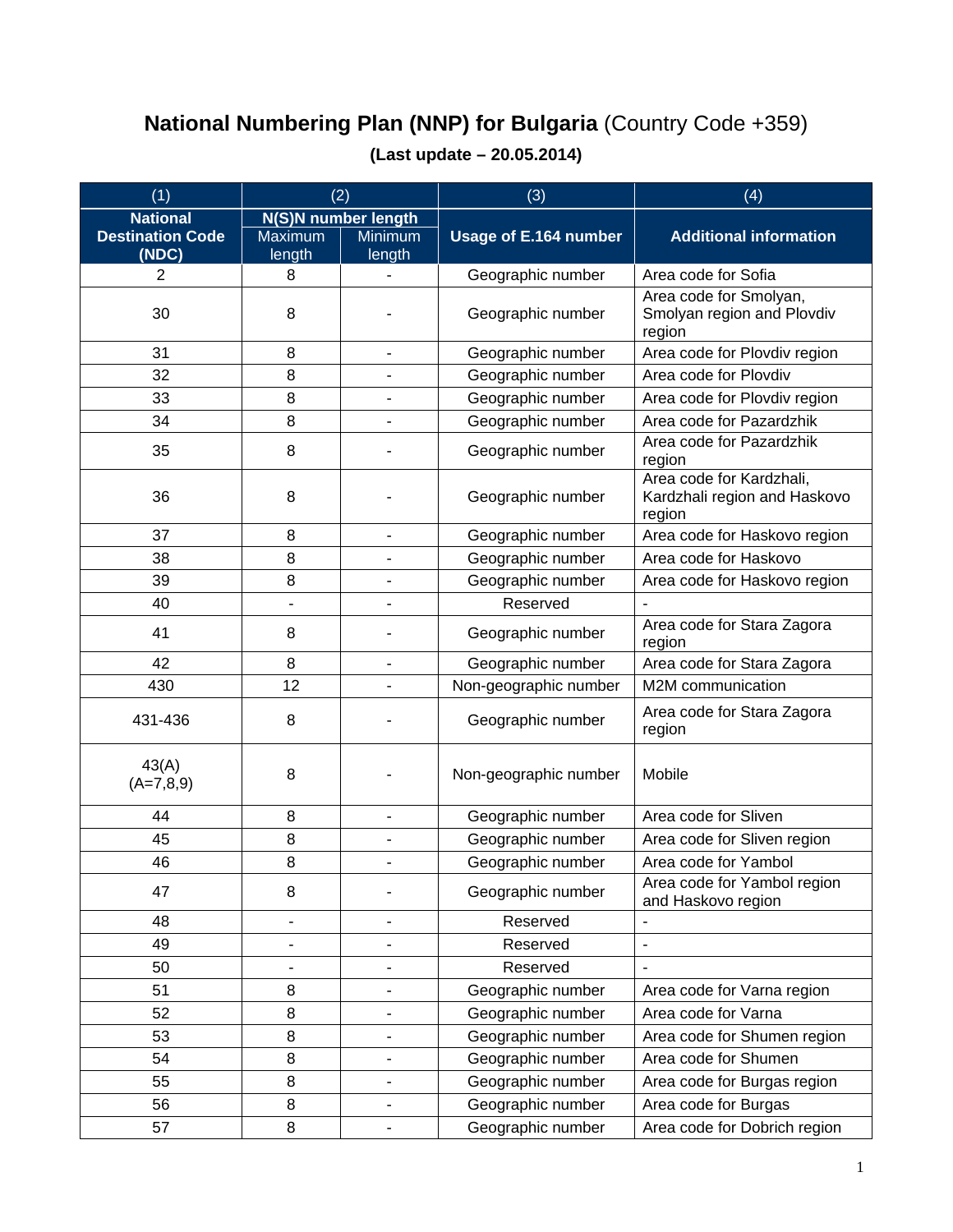# National Numbering Plan (NNP) for Bulgaria (Country Code +359)

**(Last update – 20.05.2014)**

| (1) | (2) | | (3) | (4) |
|---|---|---|---|---|
| **National Destination Code (NDC)** | **N(S)N number length** | | **Usage of E.164 number** | **Additional information** |
| | Maximum length | Minimum length | | |
| 2 | 8 | - | Geographic number | Area code for Sofia |
| 30 | 8 | - | Geographic number | Area code for Smolyan, Smolyan region and Plovdiv region |
| 31 | 8 | - | Geographic number | Area code for Plovdiv region |
| 32 | 8 | - | Geographic number | Area code for Plovdiv |
| 33 | 8 | - | Geographic number | Area code for Plovdiv region |
| 34 | 8 | - | Geographic number | Area code for Pazardzhik |
| 35 | 8 | - | Geographic number | Area code for Pazardzhik region |
| 36 | 8 | - | Geographic number | Area code for Kardzhali, Kardzhali region and Haskovo region |
| 37 | 8 | - | Geographic number | Area code for Haskovo region |
| 38 | 8 | - | Geographic number | Area code for Haskovo |
| 39 | 8 | - | Geographic number | Area code for Haskovo region |
| 40 | - | - | Reserved | - |
| 41 | 8 | - | Geographic number | Area code for Stara Zagora region |
| 42 | 8 | - | Geographic number | Area code for Stara Zagora |
| 430 | 12 | - | Non-geographic number | M2M communication |
| 431-436 | 8 | - | Geographic number | Area code for Stara Zagora region |
| 43(A) (A=7,8,9) | 8 | - | Non-geographic number | Mobile |
| 44 | 8 | - | Geographic number | Area code for Sliven |
| 45 | 8 | - | Geographic number | Area code for Sliven region |
| 46 | 8 | - | Geographic number | Area code for Yambol |
| 47 | 8 | - | Geographic number | Area code for Yambol region and Haskovo region |
| 48 | - | - | Reserved | - |
| 49 | - | - | Reserved | - |
| 50 | - | - | Reserved | - |
| 51 | 8 | - | Geographic number | Area code for Varna region |
| 52 | 8 | - | Geographic number | Area code for Varna |
| 53 | 8 | - | Geographic number | Area code for Shumen region |
| 54 | 8 | - | Geographic number | Area code for Shumen |
| 55 | 8 | - | Geographic number | Area code for Burgas region |
| 56 | 8 | - | Geographic number | Area code for Burgas |
| 57 | 8 | - | Geographic number | Area code for Dobrich region |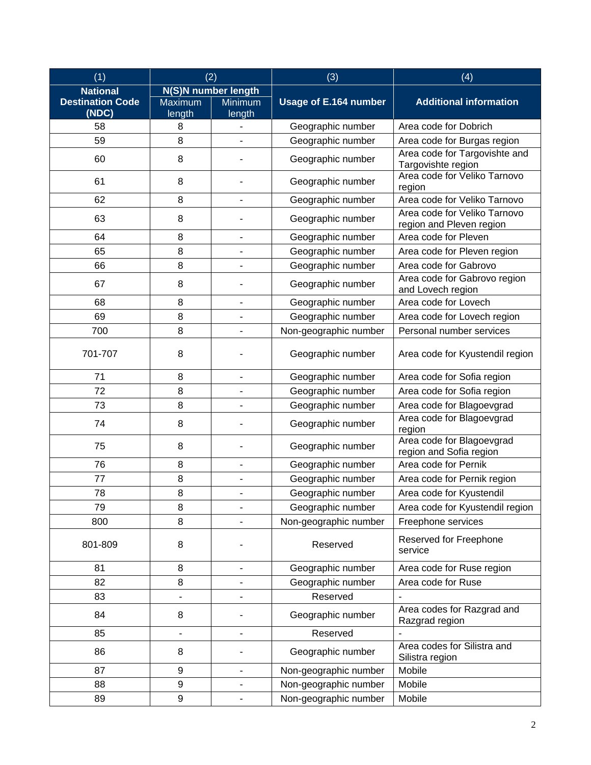| (1) | (2) | | (3) | (4) |
|---|---|---|---|---|
| **National Destination Code (NDC)** | **N(S)N number length** | | **Usage of E.164 number** | **Additional information** |
| | Maximum length | Minimum length | | |
| 58 | 8 | - | Geographic number | Area code for Dobrich |
| 59 | 8 | - | Geographic number | Area code for Burgas region |
| 60 | 8 | - | Geographic number | Area code for Targovishte and Targovishte region |
| 61 | 8 | - | Geographic number | Area code for Veliko Tarnovo region |
| 62 | 8 | - | Geographic number | Area code for Veliko Tarnovo |
| 63 | 8 | - | Geographic number | Area code for Veliko Tarnovo region and Pleven region |
| 64 | 8 | - | Geographic number | Area code for Pleven |
| 65 | 8 | - | Geographic number | Area code for Pleven region |
| 66 | 8 | - | Geographic number | Area code for Gabrovo |
| 67 | 8 | - | Geographic number | Area code for Gabrovo region and Lovech region |
| 68 | 8 | - | Geographic number | Area code for Lovech |
| 69 | 8 | - | Geographic number | Area code for Lovech region |
| 700 | 8 | - | Non-geographic number | Personal number services |
| 701-707 | 8 | - | Geographic number | Area code for Kyustendil region |
| 71 | 8 | - | Geographic number | Area code for Sofia region |
| 72 | 8 | - | Geographic number | Area code for Sofia region |
| 73 | 8 | - | Geographic number | Area code for Blagoevgrad |
| 74 | 8 | - | Geographic number | Area code for Blagoevgrad region |
| 75 | 8 | - | Geographic number | Area code for Blagoevgrad region and Sofia region |
| 76 | 8 | - | Geographic number | Area code for Pernik |
| 77 | 8 | - | Geographic number | Area code for Pernik region |
| 78 | 8 | - | Geographic number | Area code for Kyustendil |
| 79 | 8 | - | Geographic number | Area code for Kyustendil region |
| 800 | 8 | - | Non-geographic number | Freephone services |
| 801-809 | 8 | - | Reserved | Reserved for Freephone service |
| 81 | 8 | - | Geographic number | Area code for Ruse region |
| 82 | 8 | - | Geographic number | Area code for Ruse |
| 83 | - | - | Reserved | - |
| 84 | 8 | - | Geographic number | Area codes for Razgrad and Razgrad region |
| 85 | - | - | Reserved | - |
| 86 | 8 | - | Geographic number | Area codes for Silistra and Silistra region |
| 87 | 9 | - | Non-geographic number | Mobile |
| 88 | 9 | - | Non-geographic number | Mobile |
| 89 | 9 | - | Non-geographic number | Mobile |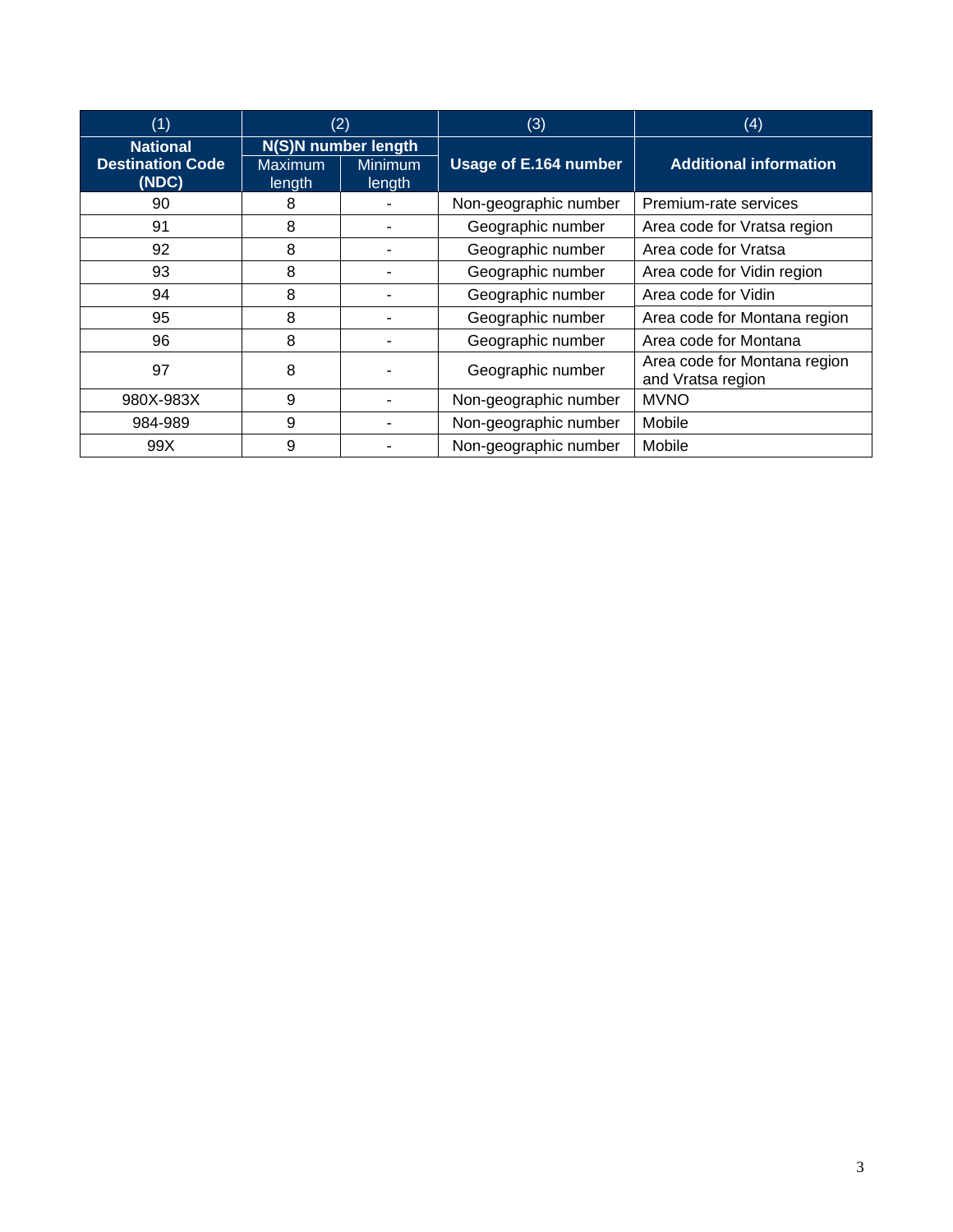| (1) | (2) | | (3) | (4) |
|---|---|---|---|---|
| **National Destination Code (NDC)** | **N(S)N number length** | | **Usage of E.164 number** | **Additional information** |
| | Maximum length | Minimum length | | |
| 90 | 8 | - | Non-geographic number | Premium-rate services |
| 91 | 8 | - | Geographic number | Area code for Vratsa region |
| 92 | 8 | - | Geographic number | Area code for Vratsa |
| 93 | 8 | - | Geographic number | Area code for Vidin region |
| 94 | 8 | - | Geographic number | Area code for Vidin |
| 95 | 8 | - | Geographic number | Area code for Montana region |
| 96 | 8 | - | Geographic number | Area code for Montana |
| 97 | 8 | - | Geographic number | Area code for Montana region and Vratsa region |
| 980X-983X | 9 | - | Non-geographic number | MVNO |
| 984-989 | 9 | - | Non-geographic number | Mobile |
| 99X | 9 | - | Non-geographic number | Mobile |